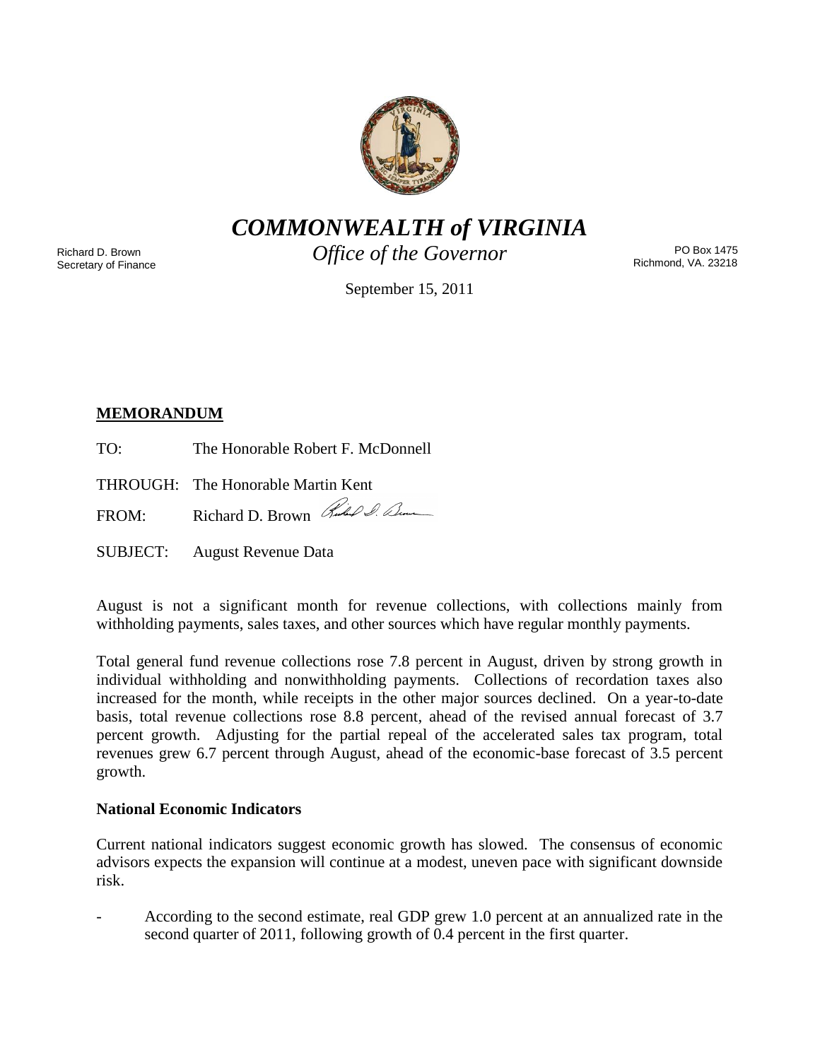# *COMMONWEALTH of VIRGINIA*

*Office of the Governor*

Richard D. Brown
Secretary of Finance

PO Box 1475
Richmond, VA. 23218

September 15, 2011

**MEMORANDUM**

TO: The Honorable Robert F. McDonnell

THROUGH: The Honorable Martin Kent

FROM: Richard D. Brown

SUBJECT: August Revenue Data

August is not a significant month for revenue collections, with collections mainly from withholding payments, sales taxes, and other sources which have regular monthly payments.

Total general fund revenue collections rose 7.8 percent in August, driven by strong growth in individual withholding and nonwithholding payments. Collections of recordation taxes also increased for the month, while receipts in the other major sources declined. On a year-to-date basis, total revenue collections rose 8.8 percent, ahead of the revised annual forecast of 3.7 percent growth. Adjusting for the partial repeal of the accelerated sales tax program, total revenues grew 6.7 percent through August, ahead of the economic-base forecast of 3.5 percent growth.

**National Economic Indicators**

Current national indicators suggest economic growth has slowed. The consensus of economic advisors expects the expansion will continue at a modest, uneven pace with significant downside risk.

- According to the second estimate, real GDP grew 1.0 percent at an annualized rate in the second quarter of 2011, following growth of 0.4 percent in the first quarter.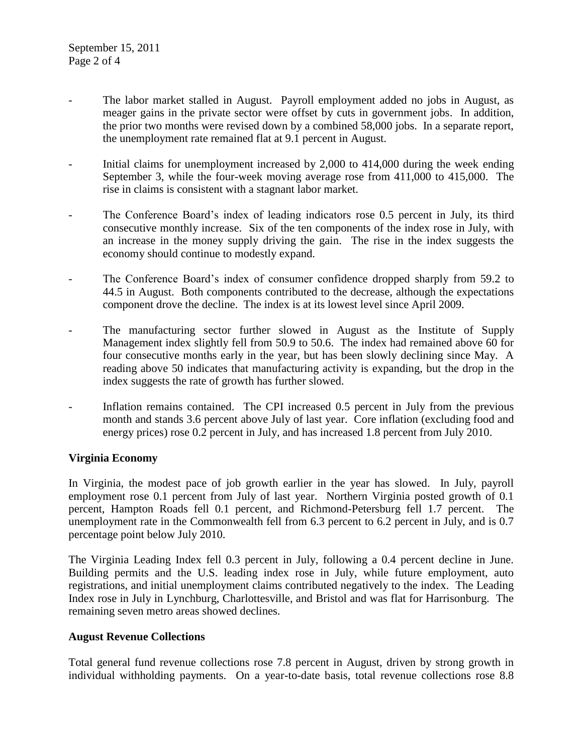- The labor market stalled in August. Payroll employment added no jobs in August, as meager gains in the private sector were offset by cuts in government jobs. In addition, the prior two months were revised down by a combined 58,000 jobs. In a separate report, the unemployment rate remained flat at 9.1 percent in August.

- Initial claims for unemployment increased by 2,000 to 414,000 during the week ending September 3, while the four-week moving average rose from 411,000 to 415,000. The rise in claims is consistent with a stagnant labor market.

- The Conference Board's index of leading indicators rose 0.5 percent in July, its third consecutive monthly increase. Six of the ten components of the index rose in July, with an increase in the money supply driving the gain. The rise in the index suggests the economy should continue to modestly expand.

- The Conference Board's index of consumer confidence dropped sharply from 59.2 to 44.5 in August. Both components contributed to the decrease, although the expectations component drove the decline. The index is at its lowest level since April 2009.

- The manufacturing sector further slowed in August as the Institute of Supply Management index slightly fell from 50.9 to 50.6. The index had remained above 60 for four consecutive months early in the year, but has been slowly declining since May. A reading above 50 indicates that manufacturing activity is expanding, but the drop in the index suggests the rate of growth has further slowed.

- Inflation remains contained. The CPI increased 0.5 percent in July from the previous month and stands 3.6 percent above July of last year. Core inflation (excluding food and energy prices) rose 0.2 percent in July, and has increased 1.8 percent from July 2010.

**Virginia Economy**

In Virginia, the modest pace of job growth earlier in the year has slowed. In July, payroll employment rose 0.1 percent from July of last year. Northern Virginia posted growth of 0.1 percent, Hampton Roads fell 0.1 percent, and Richmond-Petersburg fell 1.7 percent. The unemployment rate in the Commonwealth fell from 6.3 percent to 6.2 percent in July, and is 0.7 percentage point below July 2010.

The Virginia Leading Index fell 0.3 percent in July, following a 0.4 percent decline in June. Building permits and the U.S. leading index rose in July, while future employment, auto registrations, and initial unemployment claims contributed negatively to the index. The Leading Index rose in July in Lynchburg, Charlottesville, and Bristol and was flat for Harrisonburg. The remaining seven metro areas showed declines.

**August Revenue Collections**

Total general fund revenue collections rose 7.8 percent in August, driven by strong growth in individual withholding payments. On a year-to-date basis, total revenue collections rose 8.8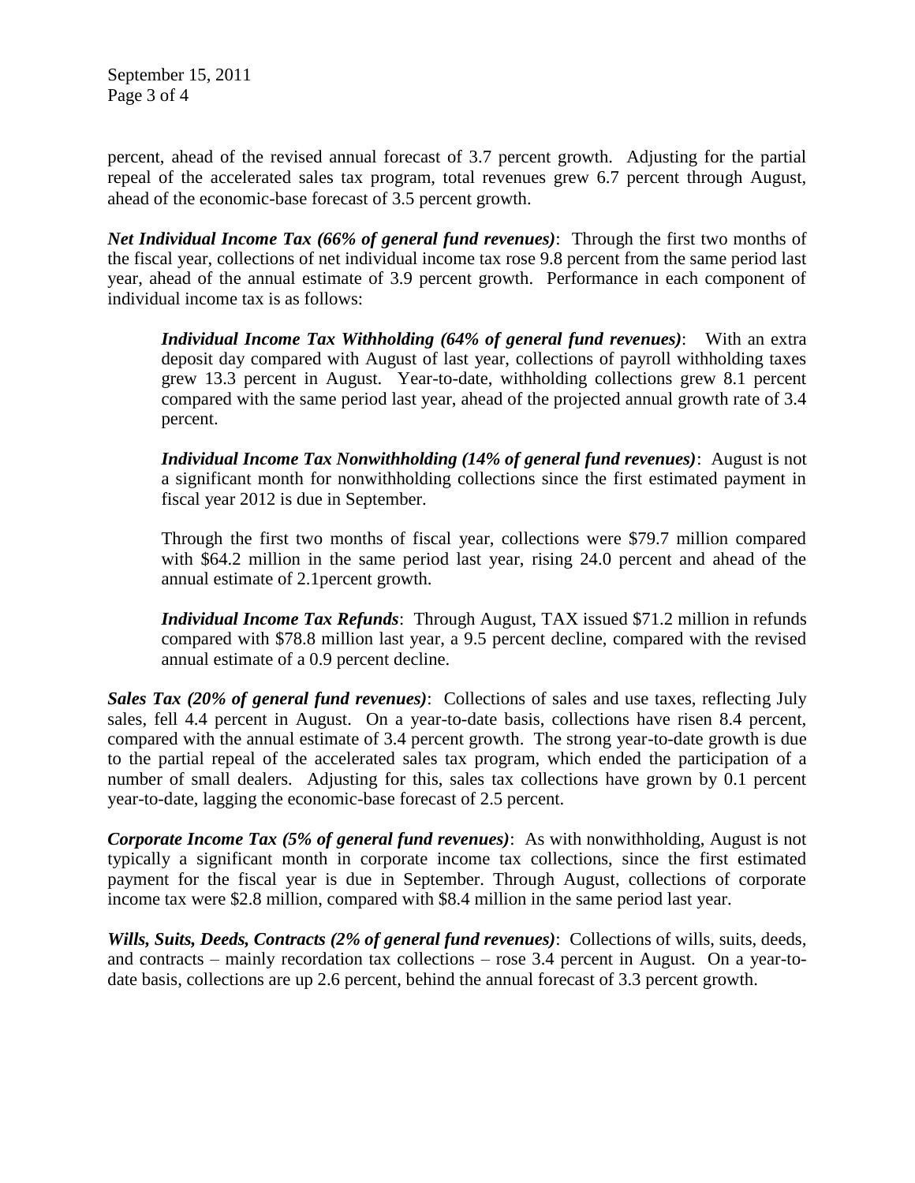percent, ahead of the revised annual forecast of 3.7 percent growth. Adjusting for the partial repeal of the accelerated sales tax program, total revenues grew 6.7 percent through August, ahead of the economic-base forecast of 3.5 percent growth.

***Net Individual Income Tax (66% of general fund revenues)***: Through the first two months of the fiscal year, collections of net individual income tax rose 9.8 percent from the same period last year, ahead of the annual estimate of 3.9 percent growth. Performance in each component of individual income tax is as follows:

> ***Individual Income Tax Withholding (64% of general fund revenues)***: With an extra deposit day compared with August of last year, collections of payroll withholding taxes grew 13.3 percent in August. Year-to-date, withholding collections grew 8.1 percent compared with the same period last year, ahead of the projected annual growth rate of 3.4 percent.
>
> ***Individual Income Tax Nonwithholding (14% of general fund revenues)***: August is not a significant month for nonwithholding collections since the first estimated payment in fiscal year 2012 is due in September.
>
> Through the first two months of fiscal year, collections were $79.7 million compared with $64.2 million in the same period last year, rising 24.0 percent and ahead of the annual estimate of 2.1percent growth.
>
> ***Individual Income Tax Refunds***: Through August, TAX issued $71.2 million in refunds compared with $78.8 million last year, a 9.5 percent decline, compared with the revised annual estimate of a 0.9 percent decline.

***Sales Tax (20% of general fund revenues)***: Collections of sales and use taxes, reflecting July sales, fell 4.4 percent in August. On a year-to-date basis, collections have risen 8.4 percent, compared with the annual estimate of 3.4 percent growth. The strong year-to-date growth is due to the partial repeal of the accelerated sales tax program, which ended the participation of a number of small dealers. Adjusting for this, sales tax collections have grown by 0.1 percent year-to-date, lagging the economic-base forecast of 2.5 percent.

***Corporate Income Tax (5% of general fund revenues)***: As with nonwithholding, August is not typically a significant month in corporate income tax collections, since the first estimated payment for the fiscal year is due in September. Through August, collections of corporate income tax were $2.8 million, compared with $8.4 million in the same period last year.

***Wills, Suits, Deeds, Contracts (2% of general fund revenues)***: Collections of wills, suits, deeds, and contracts – mainly recordation tax collections – rose 3.4 percent in August. On a year-to-date basis, collections are up 2.6 percent, behind the annual forecast of 3.3 percent growth.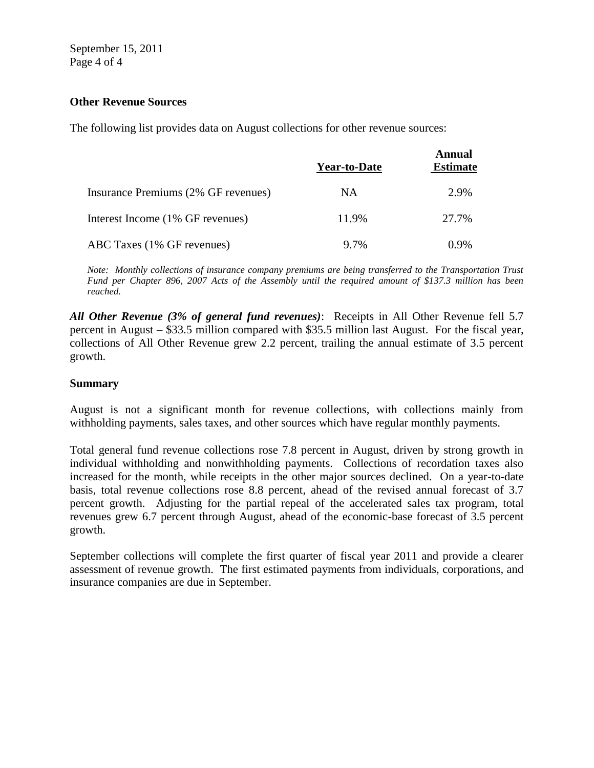### Other Revenue Sources

The following list provides data on August collections for other revenue sources:

| | Year-to-Date | Annual Estimate |
|---|---|---|
| Insurance Premiums (2% GF revenues) | NA | 2.9% |
| Interest Income (1% GF revenues) | 11.9% | 27.7% |
| ABC Taxes (1% GF revenues) | 9.7% | 0.9% |

*Note: Monthly collections of insurance company premiums are being transferred to the Transportation Trust Fund per Chapter 896, 2007 Acts of the Assembly until the required amount of $137.3 million has been reached.*

***All Other Revenue (3% of general fund revenues)***: Receipts in All Other Revenue fell 5.7 percent in August – $33.5 million compared with $35.5 million last August. For the fiscal year, collections of All Other Revenue grew 2.2 percent, trailing the annual estimate of 3.5 percent growth.

### Summary

August is not a significant month for revenue collections, with collections mainly from withholding payments, sales taxes, and other sources which have regular monthly payments.

Total general fund revenue collections rose 7.8 percent in August, driven by strong growth in individual withholding and nonwithholding payments. Collections of recordation taxes also increased for the month, while receipts in the other major sources declined. On a year-to-date basis, total revenue collections rose 8.8 percent, ahead of the revised annual forecast of 3.7 percent growth. Adjusting for the partial repeal of the accelerated sales tax program, total revenues grew 6.7 percent through August, ahead of the economic-base forecast of 3.5 percent growth.

September collections will complete the first quarter of fiscal year 2011 and provide a clearer assessment of revenue growth. The first estimated payments from individuals, corporations, and insurance companies are due in September.